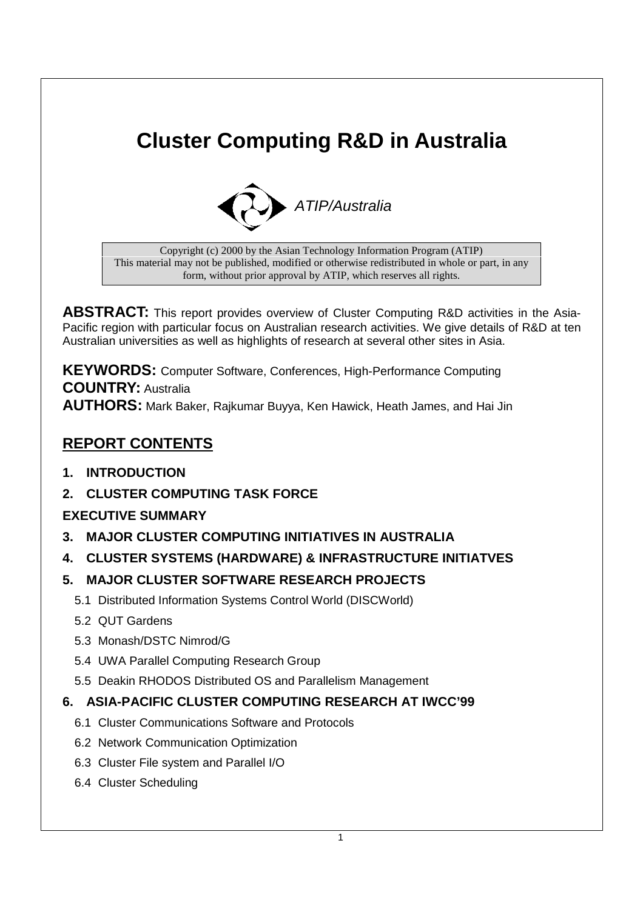# Cluster Computing R&D in Australia

*ATIP/Australia*

Copyright (c) 2000 by the Asian Technology Information Program (ATIP)
This material may not be published, modified or otherwise redistributed in whole or part, in any form, without prior approval by ATIP, which reserves all rights.

**ABSTRACT:** This report provides overview of Cluster Computing R&D activities in the Asia-Pacific region with particular focus on Australian research activities. We give details of R&D at ten Australian universities as well as highlights of research at several other sites in Asia.

**KEYWORDS:** Computer Software, Conferences, High-Performance Computing
**COUNTRY:** Australia
**AUTHORS:** Mark Baker, Rajkumar Buyya, Ken Hawick, Heath James, and Hai Jin

## REPORT CONTENTS

**1. INTRODUCTION**

**2. CLUSTER COMPUTING TASK FORCE**

**EXECUTIVE SUMMARY**

**3. MAJOR CLUSTER COMPUTING INITIATIVES IN AUSTRALIA**

**4. CLUSTER SYSTEMS (HARDWARE) & INFRASTRUCTURE INITIATVES**

**5. MAJOR CLUSTER SOFTWARE RESEARCH PROJECTS**

- 5.1 Distributed Information Systems Control World (DISCWorld)
- 5.2 QUT Gardens
- 5.3 Monash/DSTC Nimrod/G
- 5.4 UWA Parallel Computing Research Group
- 5.5 Deakin RHODOS Distributed OS and Parallelism Management

**6. ASIA-PACIFIC CLUSTER COMPUTING RESEARCH AT IWCC'99**

- 6.1 Cluster Communications Software and Protocols
- 6.2 Network Communication Optimization
- 6.3 Cluster File system and Parallel I/O
- 6.4 Cluster Scheduling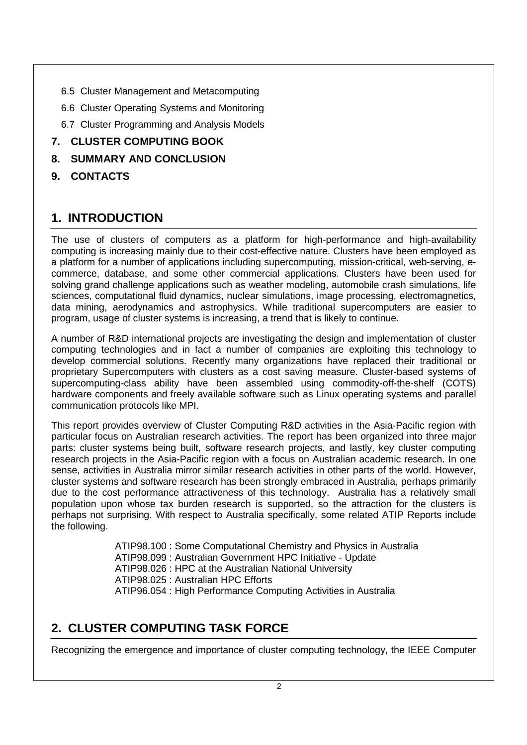6.5 Cluster Management and Metacomputing

6.6 Cluster Operating Systems and Monitoring

6.7 Cluster Programming and Analysis Models

**7. CLUSTER COMPUTING BOOK**

**8. SUMMARY AND CONCLUSION**

**9. CONTACTS**

## 1. INTRODUCTION

The use of clusters of computers as a platform for high-performance and high-availability computing is increasing mainly due to their cost-effective nature. Clusters have been employed as a platform for a number of applications including supercomputing, mission-critical, web-serving, e-commerce, database, and some other commercial applications. Clusters have been used for solving grand challenge applications such as weather modeling, automobile crash simulations, life sciences, computational fluid dynamics, nuclear simulations, image processing, electromagnetics, data mining, aerodynamics and astrophysics. While traditional supercomputers are easier to program, usage of cluster systems is increasing, a trend that is likely to continue.

A number of R&D international projects are investigating the design and implementation of cluster computing technologies and in fact a number of companies are exploiting this technology to develop commercial solutions. Recently many organizations have replaced their traditional or proprietary Supercomputers with clusters as a cost saving measure. Cluster-based systems of supercomputing-class ability have been assembled using commodity-off-the-shelf (COTS) hardware components and freely available software such as Linux operating systems and parallel communication protocols like MPI.

This report provides overview of Cluster Computing R&D activities in the Asia-Pacific region with particular focus on Australian research activities. The report has been organized into three major parts: cluster systems being built, software research projects, and lastly, key cluster computing research projects in the Asia-Pacific region with a focus on Australian academic research. In one sense, activities in Australia mirror similar research activities in other parts of the world. However, cluster systems and software research has been strongly embraced in Australia, perhaps primarily due to the cost performance attractiveness of this technology. Australia has a relatively small population upon whose tax burden research is supported, so the attraction for the clusters is perhaps not surprising. With respect to Australia specifically, some related ATIP Reports include the following.

ATIP98.100 : Some Computational Chemistry and Physics in Australia  
ATIP98.099 : Australian Government HPC Initiative - Update  
ATIP98.026 : HPC at the Australian National University  
ATIP98.025 : Australian HPC Efforts  
ATIP96.054 : High Performance Computing Activities in Australia

## 2. CLUSTER COMPUTING TASK FORCE

Recognizing the emergence and importance of cluster computing technology, the IEEE Computer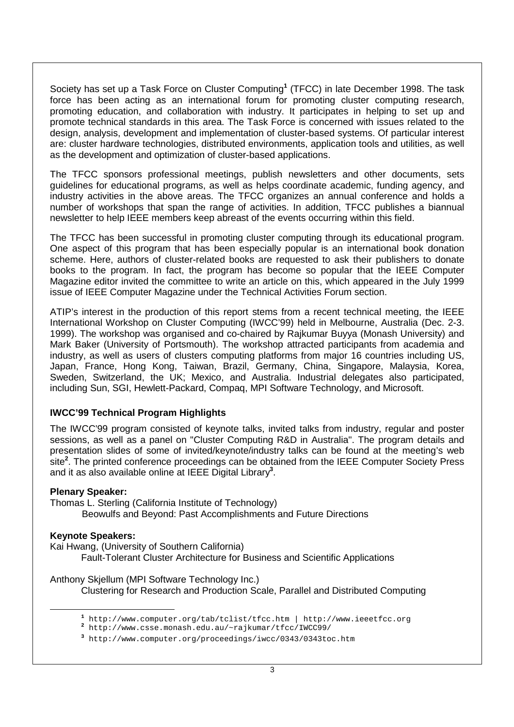Society has set up a Task Force on Cluster Computing[1] (TFCC) in late December 1998. The task force has been acting as an international forum for promoting cluster computing research, promoting education, and collaboration with industry. It participates in helping to set up and promote technical standards in this area. The Task Force is concerned with issues related to the design, analysis, development and implementation of cluster-based systems. Of particular interest are: cluster hardware technologies, distributed environments, application tools and utilities, as well as the development and optimization of cluster-based applications.

The TFCC sponsors professional meetings, publish newsletters and other documents, sets guidelines for educational programs, as well as helps coordinate academic, funding agency, and industry activities in the above areas. The TFCC organizes an annual conference and holds a number of workshops that span the range of activities. In addition, TFCC publishes a biannual newsletter to help IEEE members keep abreast of the events occurring within this field.

The TFCC has been successful in promoting cluster computing through its educational program. One aspect of this program that has been especially popular is an international book donation scheme. Here, authors of cluster-related books are requested to ask their publishers to donate books to the program. In fact, the program has become so popular that the IEEE Computer Magazine editor invited the committee to write an article on this, which appeared in the July 1999 issue of IEEE Computer Magazine under the Technical Activities Forum section.

ATIP's interest in the production of this report stems from a recent technical meeting, the IEEE International Workshop on Cluster Computing (IWCC'99) held in Melbourne, Australia (Dec. 2-3. 1999). The workshop was organised and co-chaired by Rajkumar Buyya (Monash University) and Mark Baker (University of Portsmouth). The workshop attracted participants from academia and industry, as well as users of clusters computing platforms from major 16 countries including US, Japan, France, Hong Kong, Taiwan, Brazil, Germany, China, Singapore, Malaysia, Korea, Sweden, Switzerland, the UK; Mexico, and Australia. Industrial delegates also participated, including Sun, SGI, Hewlett-Packard, Compaq, MPI Software Technology, and Microsoft.

**IWCC'99 Technical Program Highlights**

The IWCC'99 program consisted of keynote talks, invited talks from industry, regular and poster sessions, as well as a panel on "Cluster Computing R&D in Australia". The program details and presentation slides of some of invited/keynote/industry talks can be found at the meeting's web site[2]. The printed conference proceedings can be obtained from the IEEE Computer Society Press and it as also available online at IEEE Digital Library[3].

**Plenary Speaker:**

Thomas L. Sterling (California Institute of Technology)
  Beowulfs and Beyond: Past Accomplishments and Future Directions

**Keynote Speakers:**

Kai Hwang, (University of Southern California)
  Fault-Tolerant Cluster Architecture for Business and Scientific Applications

Anthony Skjellum (MPI Software Technology Inc.)
  Clustering for Research and Production Scale, Parallel and Distributed Computing

[1] http://www.computer.org/tab/tclist/tfcc.htm | http://www.ieeetfcc.org
[2] http://www.csse.monash.edu.au/~rajkumar/tfcc/IWCC99/
[3] http://www.computer.org/proceedings/iwcc/0343/0343toc.htm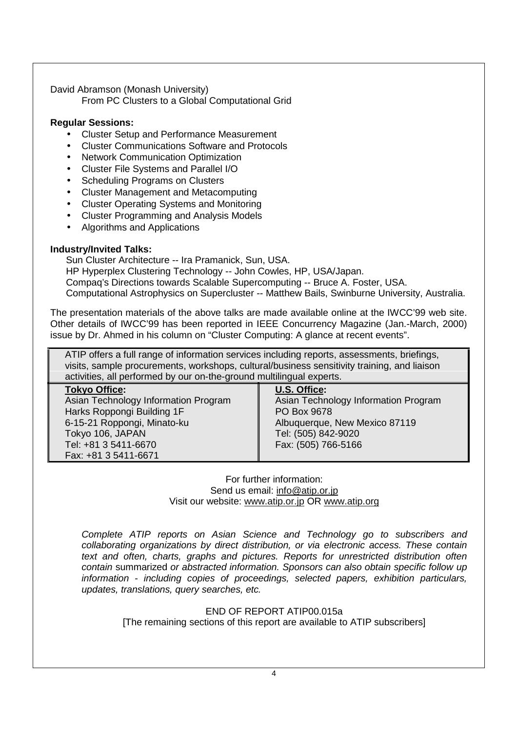David Abramson (Monash University)
From PC Clusters to a Global Computational Grid

**Regular Sessions:**

- Cluster Setup and Performance Measurement
- Cluster Communications Software and Protocols
- Network Communication Optimization
- Cluster File Systems and Parallel I/O
- Scheduling Programs on Clusters
- Cluster Management and Metacomputing
- Cluster Operating Systems and Monitoring
- Cluster Programming and Analysis Models
- Algorithms and Applications

**Industry/Invited Talks:**

Sun Cluster Architecture -- Ira Pramanick, Sun, USA.
HP Hyperplex Clustering Technology -- John Cowles, HP, USA/Japan.
Compaq's Directions towards Scalable Supercomputing -- Bruce A. Foster, USA.
Computational Astrophysics on Supercluster -- Matthew Bails, Swinburne University, Australia.

The presentation materials of the above talks are made available online at the IWCC'99 web site. Other details of IWCC'99 has been reported in IEEE Concurrency Magazine (Jan.-March, 2000) issue by Dr. Ahmed in his column on "Cluster Computing: A glance at recent events".

ATIP offers a full range of information services including reports, assessments, briefings, visits, sample procurements, workshops, cultural/business sensitivity training, and liaison activities, all performed by our on-the-ground multilingual experts.

| **Tokyo Office:** | **U.S. Office:** |
|---|---|
| Asian Technology Information Program<br>Harks Roppongi Building 1F<br>6-15-21 Roppongi, Minato-ku<br>Tokyo 106, JAPAN<br>Tel: +81 3 5411-6670<br>Fax: +81 3 5411-6671 | Asian Technology Information Program<br>PO Box 9678<br>Albuquerque, New Mexico 87119<br>Tel: (505) 842-9020<br>Fax: (505) 766-5166 |

For further information:
Send us email: info@atip.or.jp
Visit our website: www.atip.or.jp OR www.atip.org

*Complete ATIP reports on Asian Science and Technology go to subscribers and collaborating organizations by direct distribution, or via electronic access. These contain text and often, charts, graphs and pictures. Reports for unrestricted distribution often contain* summarized *or abstracted information. Sponsors can also obtain specific follow up information - including copies of proceedings, selected papers, exhibition particulars, updates, translations, query searches, etc.*

END OF REPORT ATIP00.015a
[The remaining sections of this report are available to ATIP subscribers]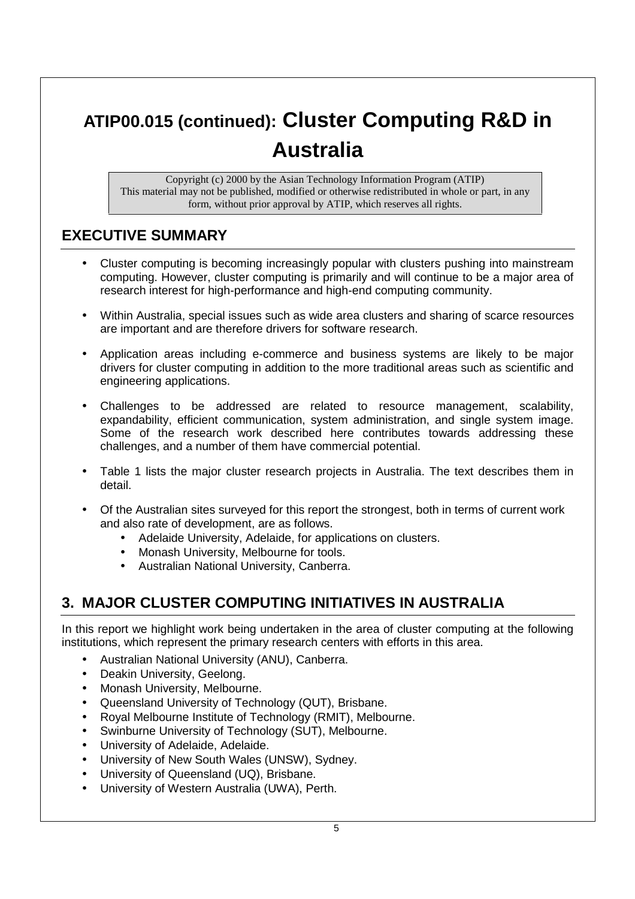# ATIP00.015 (continued): Cluster Computing R&D in Australia

Copyright (c) 2000 by the Asian Technology Information Program (ATIP)
This material may not be published, modified or otherwise redistributed in whole or part, in any form, without prior approval by ATIP, which reserves all rights.

## EXECUTIVE SUMMARY

- Cluster computing is becoming increasingly popular with clusters pushing into mainstream computing. However, cluster computing is primarily and will continue to be a major area of research interest for high-performance and high-end computing community.
- Within Australia, special issues such as wide area clusters and sharing of scarce resources are important and are therefore drivers for software research.
- Application areas including e-commerce and business systems are likely to be major drivers for cluster computing in addition to the more traditional areas such as scientific and engineering applications.
- Challenges to be addressed are related to resource management, scalability, expandability, efficient communication, system administration, and single system image. Some of the research work described here contributes towards addressing these challenges, and a number of them have commercial potential.
- Table 1 lists the major cluster research projects in Australia. The text describes them in detail.
- Of the Australian sites surveyed for this report the strongest, both in terms of current work and also rate of development, are as follows.
  - Adelaide University, Adelaide, for applications on clusters.
  - Monash University, Melbourne for tools.
  - Australian National University, Canberra.

## 3. MAJOR CLUSTER COMPUTING INITIATIVES IN AUSTRALIA

In this report we highlight work being undertaken in the area of cluster computing at the following institutions, which represent the primary research centers with efforts in this area.

- Australian National University (ANU), Canberra.
- Deakin University, Geelong.
- Monash University, Melbourne.
- Queensland University of Technology (QUT), Brisbane.
- Royal Melbourne Institute of Technology (RMIT), Melbourne.
- Swinburne University of Technology (SUT), Melbourne.
- University of Adelaide, Adelaide.
- University of New South Wales (UNSW), Sydney.
- University of Queensland (UQ), Brisbane.
- University of Western Australia (UWA), Perth.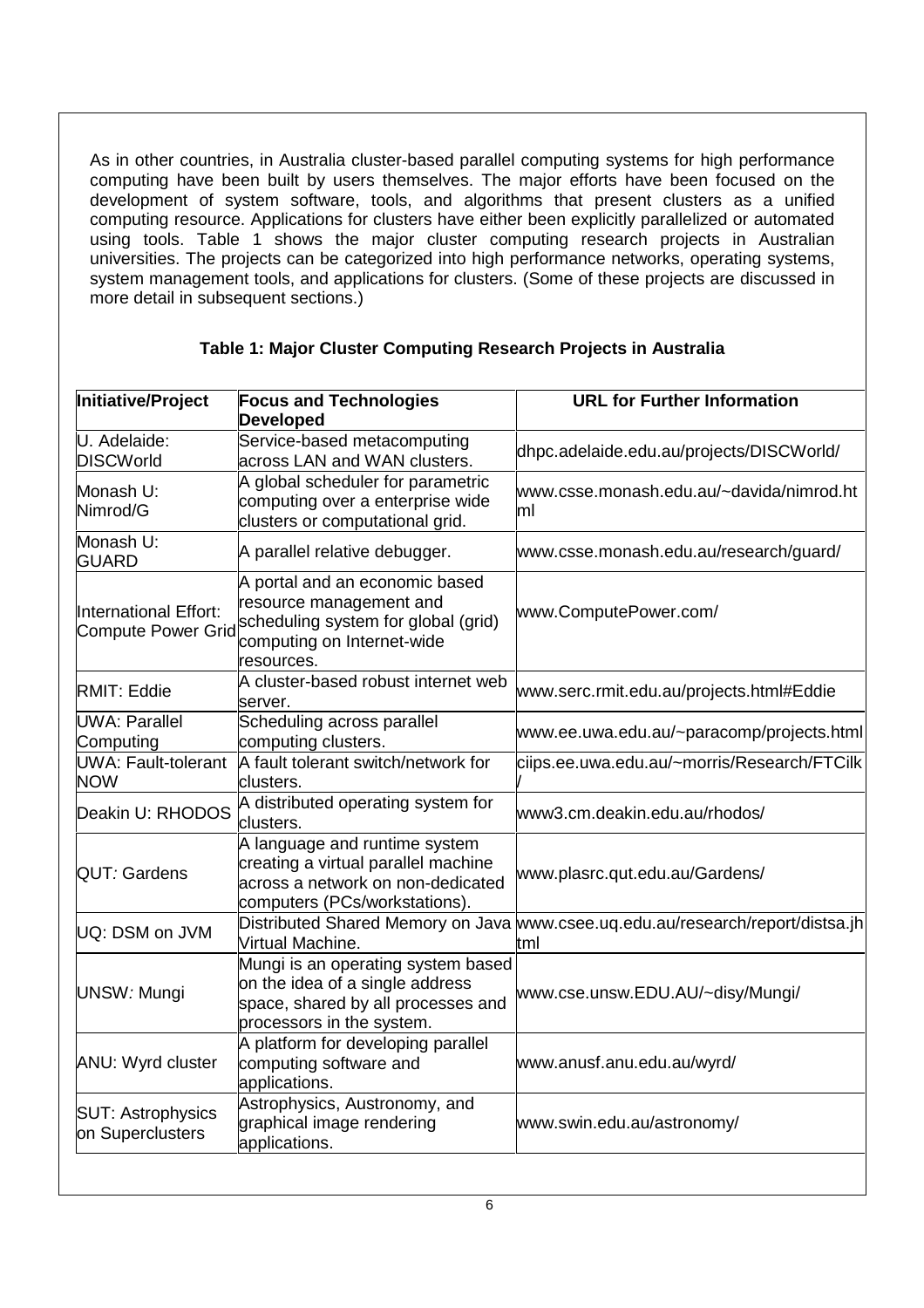As in other countries, in Australia cluster-based parallel computing systems for high performance computing have been built by users themselves. The major efforts have been focused on the development of system software, tools, and algorithms that present clusters as a unified computing resource. Applications for clusters have either been explicitly parallelized or automated using tools. Table 1 shows the major cluster computing research projects in Australian universities. The projects can be categorized into high performance networks, operating systems, system management tools, and applications for clusters. (Some of these projects are discussed in more detail in subsequent sections.)

**Table 1: Major Cluster Computing Research Projects in Australia**

| **Initiative/Project** | **Focus and Technologies Developed** | **URL for Further Information** |
|---|---|---|
| U. Adelaide: DISCWorld | Service-based metacomputing across LAN and WAN clusters. | dhpc.adelaide.edu.au/projects/DISCWorld/ |
| Monash U: Nimrod/G | A global scheduler for parametric computing over a enterprise wide clusters or computational grid. | www.csse.monash.edu.au/~davida/nimrod.html |
| Monash U: GUARD | A parallel relative debugger. | www.csse.monash.edu.au/research/guard/ |
| International Effort: Compute Power Grid | A portal and an economic based resource management and scheduling system for global (grid) computing on Internet-wide resources. | www.ComputePower.com/ |
| RMIT: Eddie | A cluster-based robust internet web server. | www.serc.rmit.edu.au/projects.html#Eddie |
| UWA: Parallel Computing | Scheduling across parallel computing clusters. | www.ee.uwa.edu.au/~paracomp/projects.html |
| UWA: Fault-tolerant NOW | A fault tolerant switch/network for clusters. | ciips.ee.uwa.edu.au/~morris/Research/FTCilk/ |
| Deakin U: RHODOS | A distributed operating system for clusters. | www3.cm.deakin.edu.au/rhodos/ |
| QUT: Gardens | A language and runtime system creating a virtual parallel machine across a network on non-dedicated computers (PCs/workstations). | www.plasrc.qut.edu.au/Gardens/ |
| UQ: DSM on JVM | Distributed Shared Memory on Java Virtual Machine. | www.csee.uq.edu.au/research/report/distsa.jhtml |
| UNSW: Mungi | Mungi is an operating system based on the idea of a single address space, shared by all processes and processors in the system. | www.cse.unsw.EDU.AU/~disy/Mungi/ |
| ANU: Wyrd cluster | A platform for developing parallel computing software and applications. | www.anusf.anu.edu.au/wyrd/ |
| SUT: Astrophysics on Superclusters | Astrophysics, Austronomy, and graphical image rendering applications. | www.swin.edu.au/astronomy/ |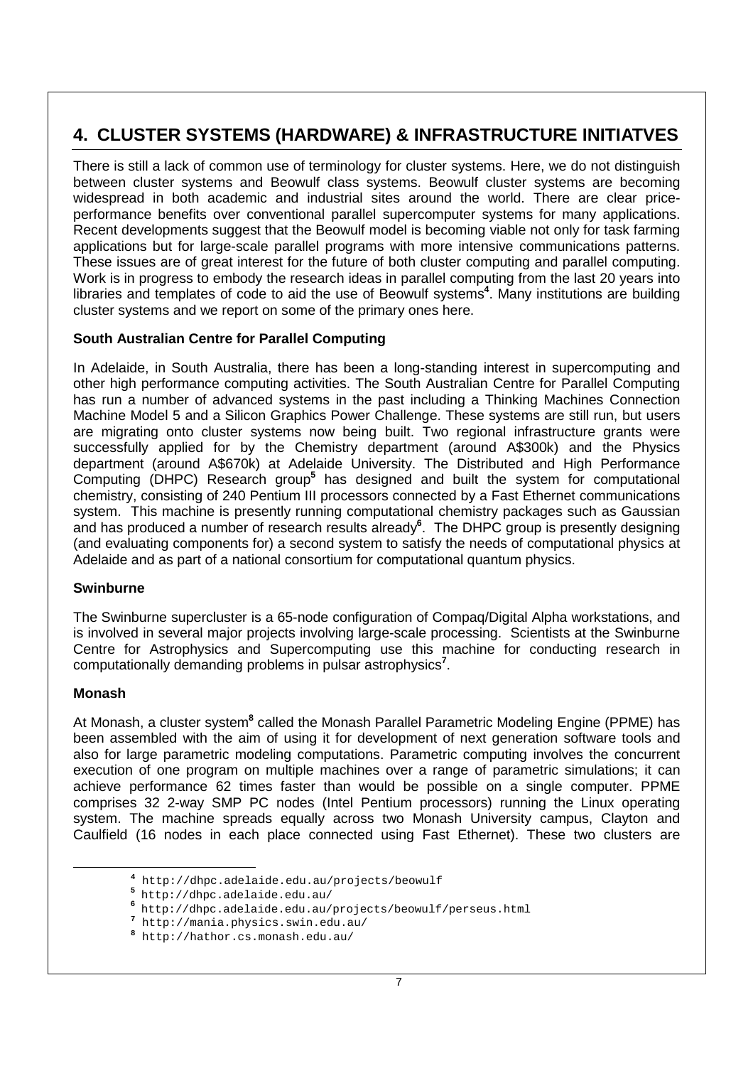## 4. CLUSTER SYSTEMS (HARDWARE) & INFRASTRUCTURE INITIATVES

There is still a lack of common use of terminology for cluster systems. Here, we do not distinguish between cluster systems and Beowulf class systems. Beowulf cluster systems are becoming widespread in both academic and industrial sites around the world. There are clear price-performance benefits over conventional parallel supercomputer systems for many applications. Recent developments suggest that the Beowulf model is becoming viable not only for task farming applications but for large-scale parallel programs with more intensive communications patterns. These issues are of great interest for the future of both cluster computing and parallel computing. Work is in progress to embody the research ideas in parallel computing from the last 20 years into libraries and templates of code to aid the use of Beowulf systems[4]. Many institutions are building cluster systems and we report on some of the primary ones here.

**South Australian Centre for Parallel Computing**

In Adelaide, in South Australia, there has been a long-standing interest in supercomputing and other high performance computing activities. The South Australian Centre for Parallel Computing has run a number of advanced systems in the past including a Thinking Machines Connection Machine Model 5 and a Silicon Graphics Power Challenge. These systems are still run, but users are migrating onto cluster systems now being built. Two regional infrastructure grants were successfully applied for by the Chemistry department (around A$300k) and the Physics department (around A$670k) at Adelaide University. The Distributed and High Performance Computing (DHPC) Research group[5] has designed and built the system for computational chemistry, consisting of 240 Pentium III processors connected by a Fast Ethernet communications system. This machine is presently running computational chemistry packages such as Gaussian and has produced a number of research results already[6]. The DHPC group is presently designing (and evaluating components for) a second system to satisfy the needs of computational physics at Adelaide and as part of a national consortium for computational quantum physics.

**Swinburne**

The Swinburne supercluster is a 65-node configuration of Compaq/Digital Alpha workstations, and is involved in several major projects involving large-scale processing. Scientists at the Swinburne Centre for Astrophysics and Supercomputing use this machine for conducting research in computationally demanding problems in pulsar astrophysics[7].

**Monash**

At Monash, a cluster system[8] called the Monash Parallel Parametric Modeling Engine (PPME) has been assembled with the aim of using it for development of next generation software tools and also for large parametric modeling computations. Parametric computing involves the concurrent execution of one program on multiple machines over a range of parametric simulations; it can achieve performance 62 times faster than would be possible on a single computer. PPME comprises 32 2-way SMP PC nodes (Intel Pentium processors) running the Linux operating system. The machine spreads equally across two Monash University campus, Clayton and Caulfield (16 nodes in each place connected using Fast Ethernet). These two clusters are

---

[4] http://dhpc.adelaide.edu.au/projects/beowulf

[5] http://dhpc.adelaide.edu.au/

[6] http://dhpc.adelaide.edu.au/projects/beowulf/perseus.html

[7] http://mania.physics.swin.edu.au/

[8] http://hathor.cs.monash.edu.au/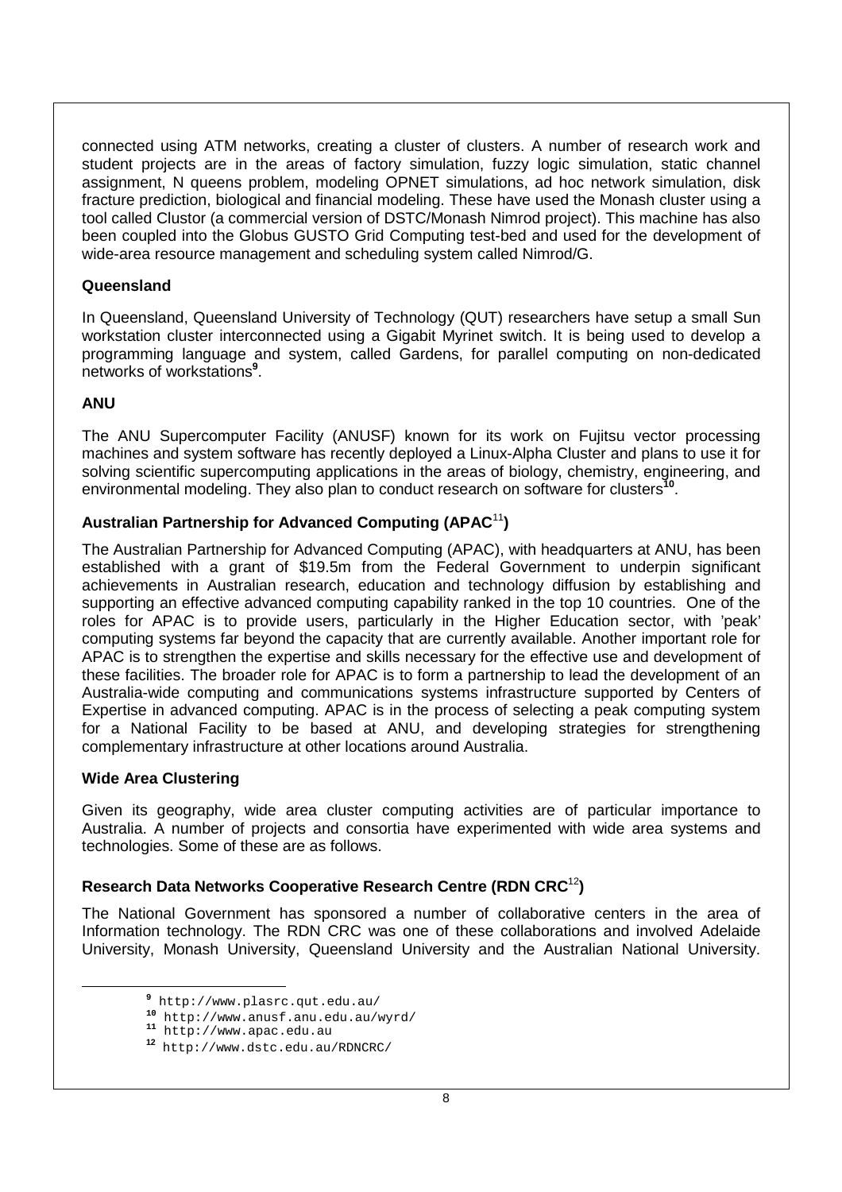connected using ATM networks, creating a cluster of clusters. A number of research work and student projects are in the areas of factory simulation, fuzzy logic simulation, static channel assignment, N queens problem, modeling OPNET simulations, ad hoc network simulation, disk fracture prediction, biological and financial modeling. These have used the Monash cluster using a tool called Clustor (a commercial version of DSTC/Monash Nimrod project). This machine has also been coupled into the Globus GUSTO Grid Computing test-bed and used for the development of wide-area resource management and scheduling system called Nimrod/G.

**Queensland**

In Queensland, Queensland University of Technology (QUT) researchers have setup a small Sun workstation cluster interconnected using a Gigabit Myrinet switch. It is being used to develop a programming language and system, called Gardens, for parallel computing on non-dedicated networks of workstations[9].

**ANU**

The ANU Supercomputer Facility (ANUSF) known for its work on Fujitsu vector processing machines and system software has recently deployed a Linux-Alpha Cluster and plans to use it for solving scientific supercomputing applications in the areas of biology, chemistry, engineering, and environmental modeling. They also plan to conduct research on software for clusters[10].

**Australian Partnership for Advanced Computing (APAC[11])**

The Australian Partnership for Advanced Computing (APAC), with headquarters at ANU, has been established with a grant of $19.5m from the Federal Government to underpin significant achievements in Australian research, education and technology diffusion by establishing and supporting an effective advanced computing capability ranked in the top 10 countries. One of the roles for APAC is to provide users, particularly in the Higher Education sector, with 'peak' computing systems far beyond the capacity that are currently available. Another important role for APAC is to strengthen the expertise and skills necessary for the effective use and development of these facilities. The broader role for APAC is to form a partnership to lead the development of an Australia-wide computing and communications systems infrastructure supported by Centers of Expertise in advanced computing. APAC is in the process of selecting a peak computing system for a National Facility to be based at ANU, and developing strategies for strengthening complementary infrastructure at other locations around Australia.

**Wide Area Clustering**

Given its geography, wide area cluster computing activities are of particular importance to Australia. A number of projects and consortia have experimented with wide area systems and technologies. Some of these are as follows.

**Research Data Networks Cooperative Research Centre (RDN CRC[12])**

The National Government has sponsored a number of collaborative centers in the area of Information technology. The RDN CRC was one of these collaborations and involved Adelaide University, Monash University, Queensland University and the Australian National University.

---

[9] http://www.plasrc.qut.edu.au/

[10] http://www.anusf.anu.edu.au/wyrd/

[11] http://www.apac.edu.au

[12] http://www.dstc.edu.au/RDNCRC/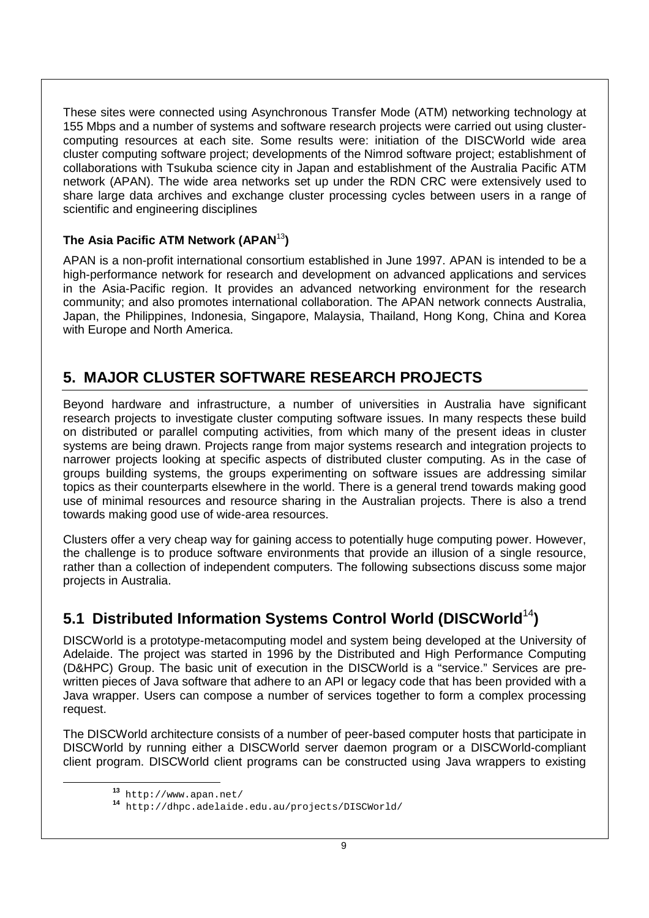These sites were connected using Asynchronous Transfer Mode (ATM) networking technology at 155 Mbps and a number of systems and software research projects were carried out using cluster-computing resources at each site. Some results were: initiation of the DISCWorld wide area cluster computing software project; developments of the Nimrod software project; establishment of collaborations with Tsukuba science city in Japan and establishment of the Australia Pacific ATM network (APAN). The wide area networks set up under the RDN CRC were extensively used to share large data archives and exchange cluster processing cycles between users in a range of scientific and engineering disciplines

**The Asia Pacific ATM Network (APAN[13])**

APAN is a non-profit international consortium established in June 1997. APAN is intended to be a high-performance network for research and development on advanced applications and services in the Asia-Pacific region. It provides an advanced networking environment for the research community; and also promotes international collaboration. The APAN network connects Australia, Japan, the Philippines, Indonesia, Singapore, Malaysia, Thailand, Hong Kong, China and Korea with Europe and North America.

## 5. MAJOR CLUSTER SOFTWARE RESEARCH PROJECTS

Beyond hardware and infrastructure, a number of universities in Australia have significant research projects to investigate cluster computing software issues. In many respects these build on distributed or parallel computing activities, from which many of the present ideas in cluster systems are being drawn. Projects range from major systems research and integration projects to narrower projects looking at specific aspects of distributed cluster computing. As in the case of groups building systems, the groups experimenting on software issues are addressing similar topics as their counterparts elsewhere in the world. There is a general trend towards making good use of minimal resources and resource sharing in the Australian projects. There is also a trend towards making good use of wide-area resources.

Clusters offer a very cheap way for gaining access to potentially huge computing power. However, the challenge is to produce software environments that provide an illusion of a single resource, rather than a collection of independent computers. The following subsections discuss some major projects in Australia.

### 5.1 Distributed Information Systems Control World (DISCWorld[14])

DISCWorld is a prototype-metacomputing model and system being developed at the University of Adelaide. The project was started in 1996 by the Distributed and High Performance Computing (D&HPC) Group. The basic unit of execution in the DISCWorld is a "service." Services are pre-written pieces of Java software that adhere to an API or legacy code that has been provided with a Java wrapper. Users can compose a number of services together to form a complex processing request.

The DISCWorld architecture consists of a number of peer-based computer hosts that participate in DISCWorld by running either a DISCWorld server daemon program or a DISCWorld-compliant client program. DISCWorld client programs can be constructed using Java wrappers to existing

---

[13] http://www.apan.net/

[14] http://dhpc.adelaide.edu.au/projects/DISCWorld/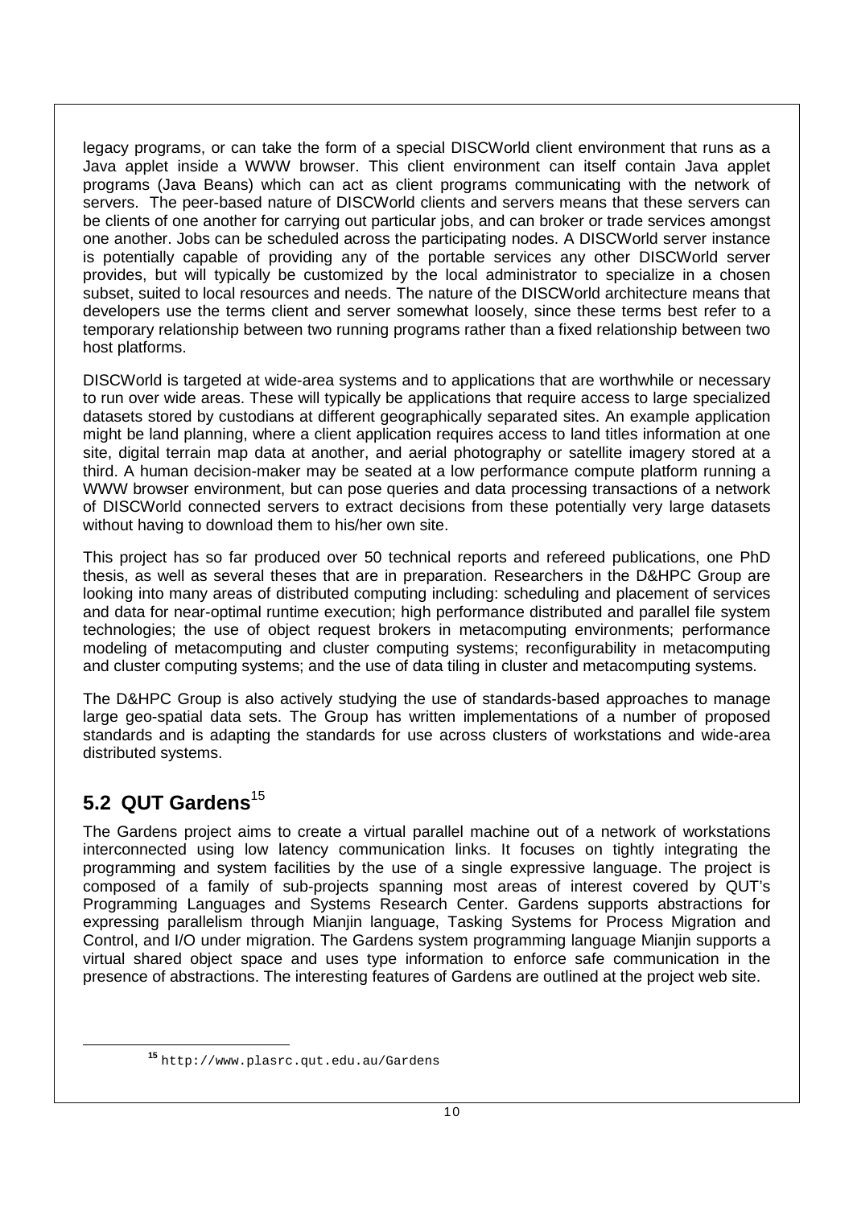legacy programs, or can take the form of a special DISCWorld client environment that runs as a Java applet inside a WWW browser. This client environment can itself contain Java applet programs (Java Beans) which can act as client programs communicating with the network of servers. The peer-based nature of DISCWorld clients and servers means that these servers can be clients of one another for carrying out particular jobs, and can broker or trade services amongst one another. Jobs can be scheduled across the participating nodes. A DISCWorld server instance is potentially capable of providing any of the portable services any other DISCWorld server provides, but will typically be customized by the local administrator to specialize in a chosen subset, suited to local resources and needs. The nature of the DISCWorld architecture means that developers use the terms client and server somewhat loosely, since these terms best refer to a temporary relationship between two running programs rather than a fixed relationship between two host platforms.

DISCWorld is targeted at wide-area systems and to applications that are worthwhile or necessary to run over wide areas. These will typically be applications that require access to large specialized datasets stored by custodians at different geographically separated sites. An example application might be land planning, where a client application requires access to land titles information at one site, digital terrain map data at another, and aerial photography or satellite imagery stored at a third. A human decision-maker may be seated at a low performance compute platform running a WWW browser environment, but can pose queries and data processing transactions of a network of DISCWorld connected servers to extract decisions from these potentially very large datasets without having to download them to his/her own site.

This project has so far produced over 50 technical reports and refereed publications, one PhD thesis, as well as several theses that are in preparation. Researchers in the D&HPC Group are looking into many areas of distributed computing including: scheduling and placement of services and data for near-optimal runtime execution; high performance distributed and parallel file system technologies; the use of object request brokers in metacomputing environments; performance modeling of metacomputing and cluster computing systems; reconfigurability in metacomputing and cluster computing systems; and the use of data tiling in cluster and metacomputing systems.

The D&HPC Group is also actively studying the use of standards-based approaches to manage large geo-spatial data sets. The Group has written implementations of a number of proposed standards and is adapting the standards for use across clusters of workstations and wide-area distributed systems.

## 5.2 QUT Gardens[15]

The Gardens project aims to create a virtual parallel machine out of a network of workstations interconnected using low latency communication links. It focuses on tightly integrating the programming and system facilities by the use of a single expressive language. The project is composed of a family of sub-projects spanning most areas of interest covered by QUT's Programming Languages and Systems Research Center. Gardens supports abstractions for expressing parallelism through Mianjin language, Tasking Systems for Process Migration and Control, and I/O under migration. The Gardens system programming language Mianjin supports a virtual shared object space and uses type information to enforce safe communication in the presence of abstractions. The interesting features of Gardens are outlined at the project web site.

[15] http://www.plasrc.qut.edu.au/Gardens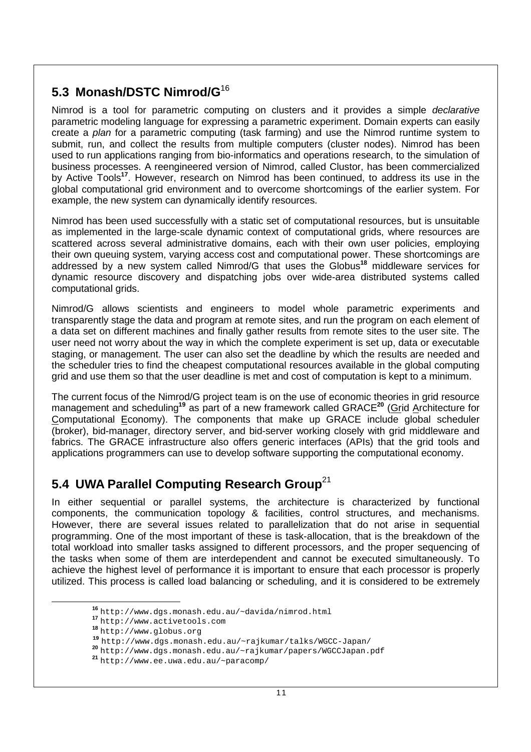## 5.3 Monash/DSTC Nimrod/G[16]

Nimrod is a tool for parametric computing on clusters and it provides a simple *declarative* parametric modeling language for expressing a parametric experiment. Domain experts can easily create a *plan* for a parametric computing (task farming) and use the Nimrod runtime system to submit, run, and collect the results from multiple computers (cluster nodes). Nimrod has been used to run applications ranging from bio-informatics and operations research, to the simulation of business processes. A reengineered version of Nimrod, called Clustor, has been commercialized by Active Tools[17]. However, research on Nimrod has been continued, to address its use in the global computational grid environment and to overcome shortcomings of the earlier system. For example, the new system can dynamically identify resources.

Nimrod has been used successfully with a static set of computational resources, but is unsuitable as implemented in the large-scale dynamic context of computational grids, where resources are scattered across several administrative domains, each with their own user policies, employing their own queuing system, varying access cost and computational power. These shortcomings are addressed by a new system called Nimrod/G that uses the Globus[18] middleware services for dynamic resource discovery and dispatching jobs over wide-area distributed systems called computational grids.

Nimrod/G allows scientists and engineers to model whole parametric experiments and transparently stage the data and program at remote sites, and run the program on each element of a data set on different machines and finally gather results from remote sites to the user site. The user need not worry about the way in which the complete experiment is set up, data or executable staging, or management. The user can also set the deadline by which the results are needed and the scheduler tries to find the cheapest computational resources available in the global computing grid and use them so that the user deadline is met and cost of computation is kept to a minimum.

The current focus of the Nimrod/G project team is on the use of economic theories in grid resource management and scheduling[19] as part of a new framework called GRACE[20] (Grid Architecture for Computational Economy). The components that make up GRACE include global scheduler (broker), bid-manager, directory server, and bid-server working closely with grid middleware and fabrics. The GRACE infrastructure also offers generic interfaces (APIs) that the grid tools and applications programmers can use to develop software supporting the computational economy.

## 5.4 UWA Parallel Computing Research Group[21]

In either sequential or parallel systems, the architecture is characterized by functional components, the communication topology & facilities, control structures, and mechanisms. However, there are several issues related to parallelization that do not arise in sequential programming. One of the most important of these is task-allocation, that is the breakdown of the total workload into smaller tasks assigned to different processors, and the proper sequencing of the tasks when some of them are interdependent and cannot be executed simultaneously. To achieve the highest level of performance it is important to ensure that each processor is properly utilized. This process is called load balancing or scheduling, and it is considered to be extremely

[16] http://www.dgs.monash.edu.au/~davida/nimrod.html
[17] http://www.activetools.com
[18] http://www.globus.org
[19] http://www.dgs.monash.edu.au/~rajkumar/talks/WGCC-Japan/
[20] http://www.dgs.monash.edu.au/~rajkumar/papers/WGCCJapan.pdf
[21] http://www.ee.uwa.edu.au/~paracomp/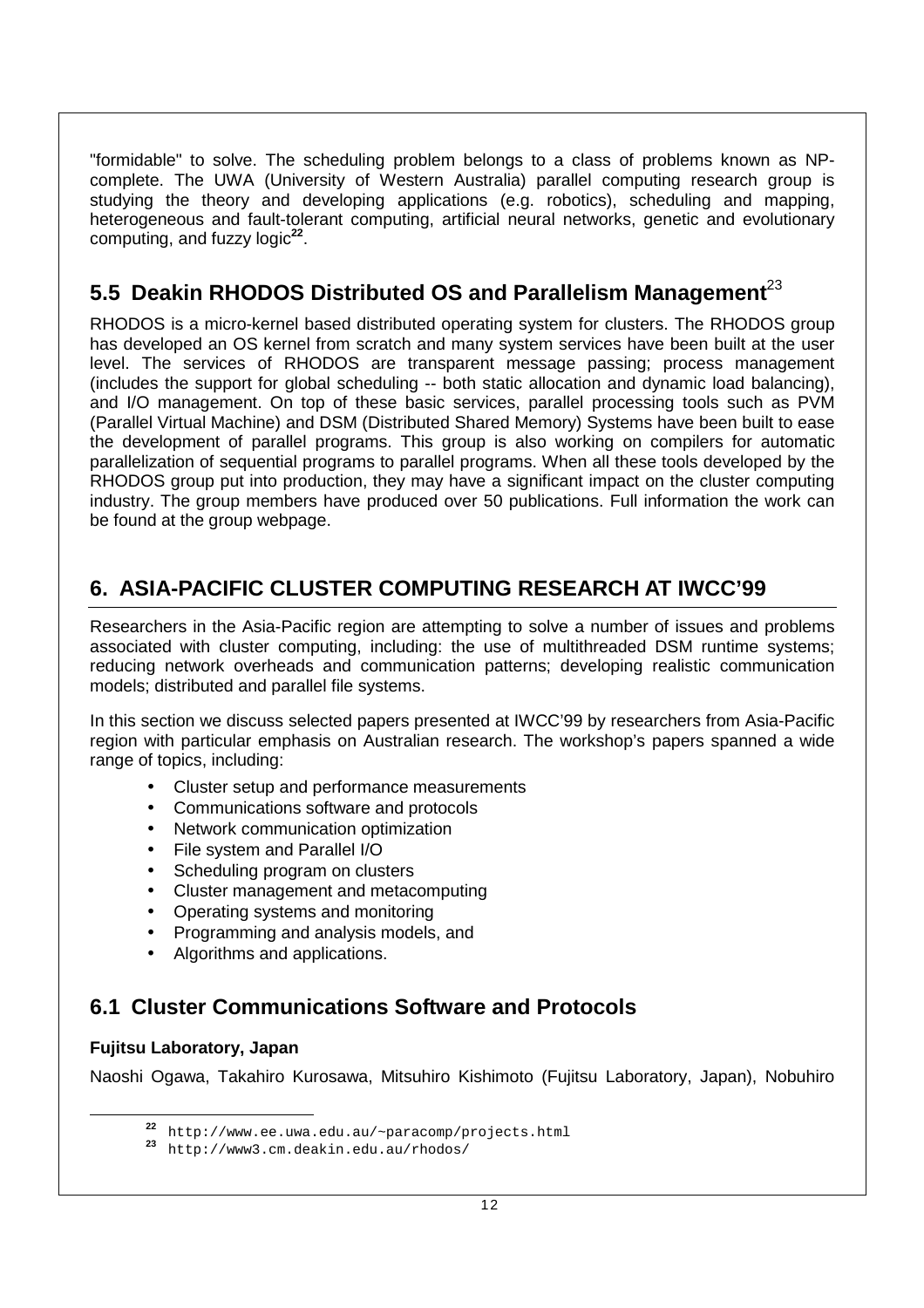"formidable" to solve. The scheduling problem belongs to a class of problems known as NP-complete. The UWA (University of Western Australia) parallel computing research group is studying the theory and developing applications (e.g. robotics), scheduling and mapping, heterogeneous and fault-tolerant computing, artificial neural networks, genetic and evolutionary computing, and fuzzy logic[22].

## 5.5 Deakin RHODOS Distributed OS and Parallelism Management[23]

RHODOS is a micro-kernel based distributed operating system for clusters. The RHODOS group has developed an OS kernel from scratch and many system services have been built at the user level. The services of RHODOS are transparent message passing; process management (includes the support for global scheduling -- both static allocation and dynamic load balancing), and I/O management. On top of these basic services, parallel processing tools such as PVM (Parallel Virtual Machine) and DSM (Distributed Shared Memory) Systems have been built to ease the development of parallel programs. This group is also working on compilers for automatic parallelization of sequential programs to parallel programs. When all these tools developed by the RHODOS group put into production, they may have a significant impact on the cluster computing industry. The group members have produced over 50 publications. Full information the work can be found at the group webpage.

# 6. ASIA-PACIFIC CLUSTER COMPUTING RESEARCH AT IWCC'99

Researchers in the Asia-Pacific region are attempting to solve a number of issues and problems associated with cluster computing, including: the use of multithreaded DSM runtime systems; reducing network overheads and communication patterns; developing realistic communication models; distributed and parallel file systems.

In this section we discuss selected papers presented at IWCC'99 by researchers from Asia-Pacific region with particular emphasis on Australian research. The workshop's papers spanned a wide range of topics, including:

- Cluster setup and performance measurements
- Communications software and protocols
- Network communication optimization
- File system and Parallel I/O
- Scheduling program on clusters
- Cluster management and metacomputing
- Operating systems and monitoring
- Programming and analysis models, and
- Algorithms and applications.

## 6.1 Cluster Communications Software and Protocols

**Fujitsu Laboratory, Japan**

Naoshi Ogawa, Takahiro Kurosawa, Mitsuhiro Kishimoto (Fujitsu Laboratory, Japan), Nobuhiro

---

[22] http://www.ee.uwa.edu.au/~paracomp/projects.html

[23] http://www3.cm.deakin.edu.au/rhodos/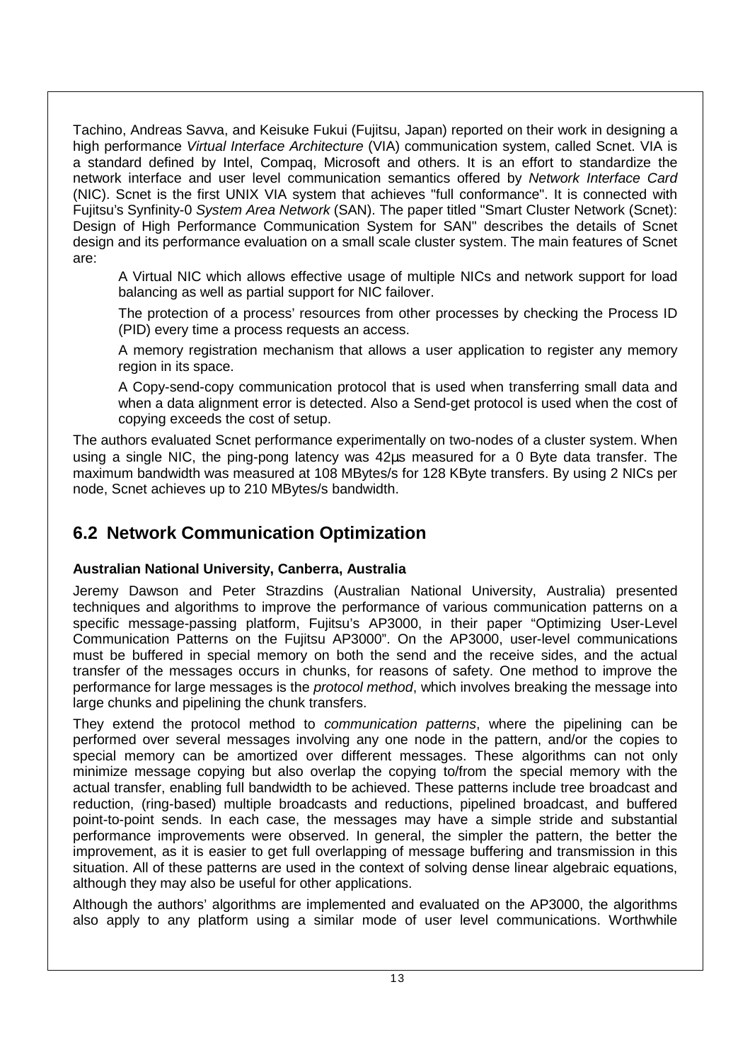Tachino, Andreas Savva, and Keisuke Fukui (Fujitsu, Japan) reported on their work in designing a high performance *Virtual Interface Architecture* (VIA) communication system, called Scnet. VIA is a standard defined by Intel, Compaq, Microsoft and others. It is an effort to standardize the network interface and user level communication semantics offered by *Network Interface Card* (NIC). Scnet is the first UNIX VIA system that achieves "full conformance". It is connected with Fujitsu's Synfinity-0 *System Area Network* (SAN). The paper titled "Smart Cluster Network (Scnet): Design of High Performance Communication System for SAN" describes the details of Scnet design and its performance evaluation on a small scale cluster system. The main features of Scnet are:

- A Virtual NIC which allows effective usage of multiple NICs and network support for load balancing as well as partial support for NIC failover.
- The protection of a process' resources from other processes by checking the Process ID (PID) every time a process requests an access.
- A memory registration mechanism that allows a user application to register any memory region in its space.
- A Copy-send-copy communication protocol that is used when transferring small data and when a data alignment error is detected. Also a Send-get protocol is used when the cost of copying exceeds the cost of setup.

The authors evaluated Scnet performance experimentally on two-nodes of a cluster system. When using a single NIC, the ping-pong latency was 42µs measured for a 0 Byte data transfer. The maximum bandwidth was measured at 108 MBytes/s for 128 KByte transfers. By using 2 NICs per node, Scnet achieves up to 210 MBytes/s bandwidth.

## 6.2 Network Communication Optimization

**Australian National University, Canberra, Australia**

Jeremy Dawson and Peter Strazdins (Australian National University, Australia) presented techniques and algorithms to improve the performance of various communication patterns on a specific message-passing platform, Fujitsu's AP3000, in their paper "Optimizing User-Level Communication Patterns on the Fujitsu AP3000". On the AP3000, user-level communications must be buffered in special memory on both the send and the receive sides, and the actual transfer of the messages occurs in chunks, for reasons of safety. One method to improve the performance for large messages is the *protocol method*, which involves breaking the message into large chunks and pipelining the chunk transfers.

They extend the protocol method to *communication patterns*, where the pipelining can be performed over several messages involving any one node in the pattern, and/or the copies to special memory can be amortized over different messages. These algorithms can not only minimize message copying but also overlap the copying to/from the special memory with the actual transfer, enabling full bandwidth to be achieved. These patterns include tree broadcast and reduction, (ring-based) multiple broadcasts and reductions, pipelined broadcast, and buffered point-to-point sends. In each case, the messages may have a simple stride and substantial performance improvements were observed. In general, the simpler the pattern, the better the improvement, as it is easier to get full overlapping of message buffering and transmission in this situation. All of these patterns are used in the context of solving dense linear algebraic equations, although they may also be useful for other applications.

Although the authors' algorithms are implemented and evaluated on the AP3000, the algorithms also apply to any platform using a similar mode of user level communications. Worthwhile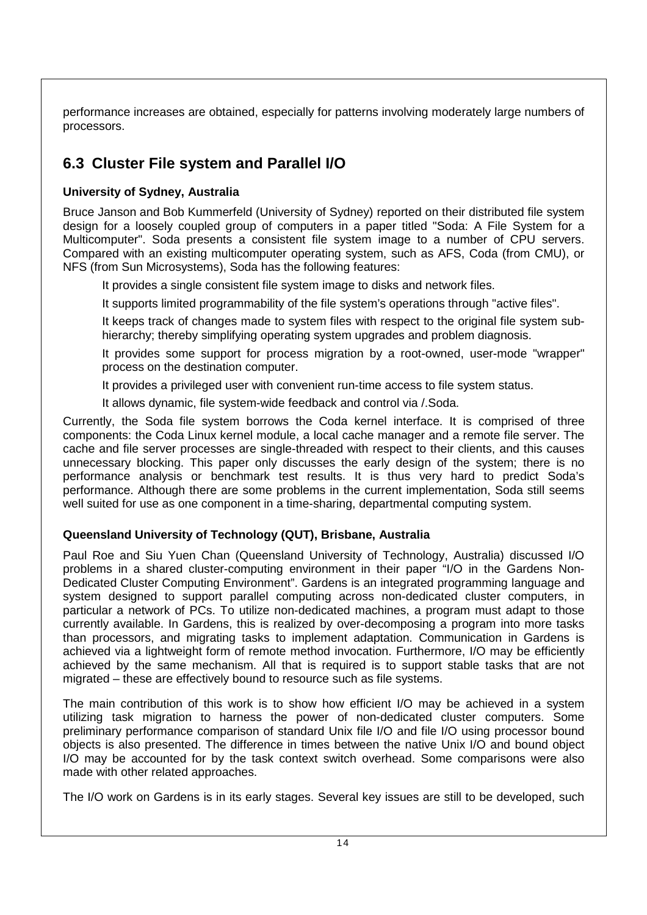performance increases are obtained, especially for patterns involving moderately large numbers of processors.

## 6.3 Cluster File system and Parallel I/O

**University of Sydney, Australia**

Bruce Janson and Bob Kummerfeld (University of Sydney) reported on their distributed file system design for a loosely coupled group of computers in a paper titled "Soda: A File System for a Multicomputer". Soda presents a consistent file system image to a number of CPU servers. Compared with an existing multicomputer operating system, such as AFS, Coda (from CMU), or NFS (from Sun Microsystems), Soda has the following features:

- It provides a single consistent file system image to disks and network files.
- It supports limited programmability of the file system's operations through "active files".
- It keeps track of changes made to system files with respect to the original file system sub-hierarchy; thereby simplifying operating system upgrades and problem diagnosis.
- It provides some support for process migration by a root-owned, user-mode "wrapper" process on the destination computer.
- It provides a privileged user with convenient run-time access to file system status.
- It allows dynamic, file system-wide feedback and control via /.Soda.

Currently, the Soda file system borrows the Coda kernel interface. It is comprised of three components: the Coda Linux kernel module, a local cache manager and a remote file server. The cache and file server processes are single-threaded with respect to their clients, and this causes unnecessary blocking. This paper only discusses the early design of the system; there is no performance analysis or benchmark test results. It is thus very hard to predict Soda's performance. Although there are some problems in the current implementation, Soda still seems well suited for use as one component in a time-sharing, departmental computing system.

**Queensland University of Technology (QUT), Brisbane, Australia**

Paul Roe and Siu Yuen Chan (Queensland University of Technology, Australia) discussed I/O problems in a shared cluster-computing environment in their paper "I/O in the Gardens Non-Dedicated Cluster Computing Environment". Gardens is an integrated programming language and system designed to support parallel computing across non-dedicated cluster computers, in particular a network of PCs. To utilize non-dedicated machines, a program must adapt to those currently available. In Gardens, this is realized by over-decomposing a program into more tasks than processors, and migrating tasks to implement adaptation. Communication in Gardens is achieved via a lightweight form of remote method invocation. Furthermore, I/O may be efficiently achieved by the same mechanism. All that is required is to support stable tasks that are not migrated – these are effectively bound to resource such as file systems.

The main contribution of this work is to show how efficient I/O may be achieved in a system utilizing task migration to harness the power of non-dedicated cluster computers. Some preliminary performance comparison of standard Unix file I/O and file I/O using processor bound objects is also presented. The difference in times between the native Unix I/O and bound object I/O may be accounted for by the task context switch overhead. Some comparisons were also made with other related approaches.

The I/O work on Gardens is in its early stages. Several key issues are still to be developed, such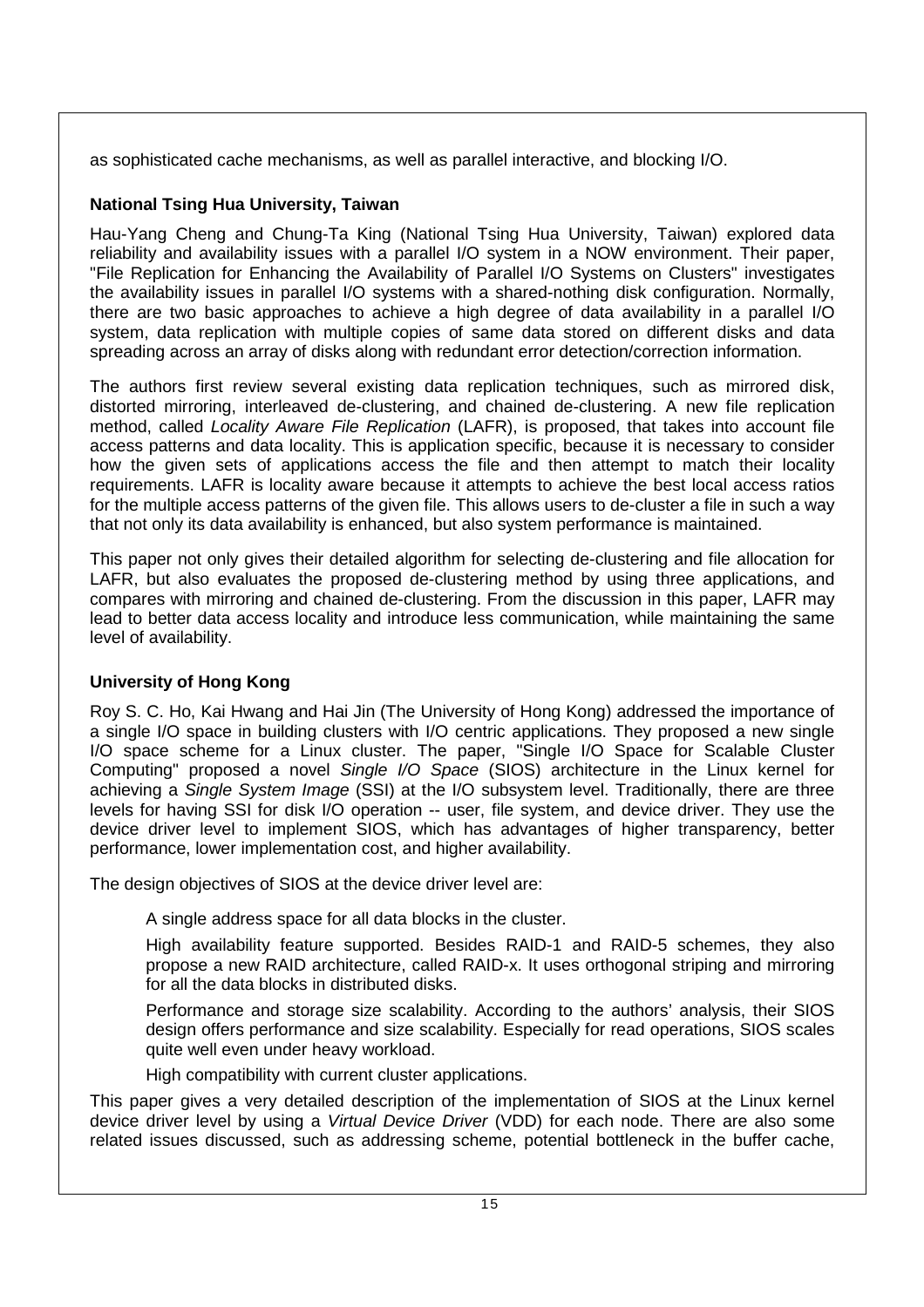as sophisticated cache mechanisms, as well as parallel interactive, and blocking I/O.

**National Tsing Hua University, Taiwan**

Hau-Yang Cheng and Chung-Ta King (National Tsing Hua University, Taiwan) explored data reliability and availability issues with a parallel I/O system in a NOW environment. Their paper, "File Replication for Enhancing the Availability of Parallel I/O Systems on Clusters" investigates the availability issues in parallel I/O systems with a shared-nothing disk configuration. Normally, there are two basic approaches to achieve a high degree of data availability in a parallel I/O system, data replication with multiple copies of same data stored on different disks and data spreading across an array of disks along with redundant error detection/correction information.

The authors first review several existing data replication techniques, such as mirrored disk, distorted mirroring, interleaved de-clustering, and chained de-clustering. A new file replication method, called *Locality Aware File Replication* (LAFR), is proposed, that takes into account file access patterns and data locality. This is application specific, because it is necessary to consider how the given sets of applications access the file and then attempt to match their locality requirements. LAFR is locality aware because it attempts to achieve the best local access ratios for the multiple access patterns of the given file. This allows users to de-cluster a file in such a way that not only its data availability is enhanced, but also system performance is maintained.

This paper not only gives their detailed algorithm for selecting de-clustering and file allocation for LAFR, but also evaluates the proposed de-clustering method by using three applications, and compares with mirroring and chained de-clustering. From the discussion in this paper, LAFR may lead to better data access locality and introduce less communication, while maintaining the same level of availability.

**University of Hong Kong**

Roy S. C. Ho, Kai Hwang and Hai Jin (The University of Hong Kong) addressed the importance of a single I/O space in building clusters with I/O centric applications. They proposed a new single I/O space scheme for a Linux cluster. The paper, "Single I/O Space for Scalable Cluster Computing" proposed a novel *Single I/O Space* (SIOS) architecture in the Linux kernel for achieving a *Single System Image* (SSI) at the I/O subsystem level. Traditionally, there are three levels for having SSI for disk I/O operation -- user, file system, and device driver. They use the device driver level to implement SIOS, which has advantages of higher transparency, better performance, lower implementation cost, and higher availability.

The design objectives of SIOS at the device driver level are:

- A single address space for all data blocks in the cluster.
- High availability feature supported. Besides RAID-1 and RAID-5 schemes, they also propose a new RAID architecture, called RAID-x. It uses orthogonal striping and mirroring for all the data blocks in distributed disks.
- Performance and storage size scalability. According to the authors' analysis, their SIOS design offers performance and size scalability. Especially for read operations, SIOS scales quite well even under heavy workload.
- High compatibility with current cluster applications.

This paper gives a very detailed description of the implementation of SIOS at the Linux kernel device driver level by using a *Virtual Device Driver* (VDD) for each node. There are also some related issues discussed, such as addressing scheme, potential bottleneck in the buffer cache,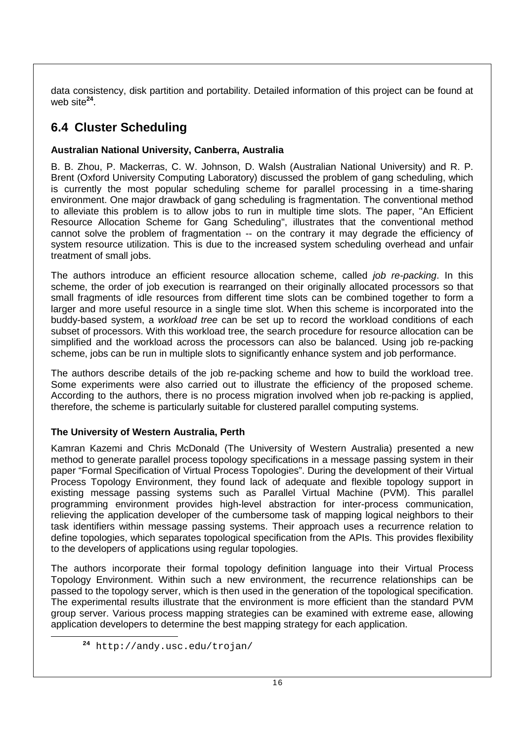data consistency, disk partition and portability. Detailed information of this project can be found at web site[24].

## 6.4 Cluster Scheduling

**Australian National University, Canberra, Australia**

B. B. Zhou, P. Mackerras, C. W. Johnson, D. Walsh (Australian National University) and R. P. Brent (Oxford University Computing Laboratory) discussed the problem of gang scheduling, which is currently the most popular scheduling scheme for parallel processing in a time-sharing environment. One major drawback of gang scheduling is fragmentation. The conventional method to alleviate this problem is to allow jobs to run in multiple time slots. The paper, "An Efficient Resource Allocation Scheme for Gang Scheduling", illustrates that the conventional method cannot solve the problem of fragmentation -- on the contrary it may degrade the efficiency of system resource utilization. This is due to the increased system scheduling overhead and unfair treatment of small jobs.

The authors introduce an efficient resource allocation scheme, called *job re-packing*. In this scheme, the order of job execution is rearranged on their originally allocated processors so that small fragments of idle resources from different time slots can be combined together to form a larger and more useful resource in a single time slot. When this scheme is incorporated into the buddy-based system, a *workload tree* can be set up to record the workload conditions of each subset of processors. With this workload tree, the search procedure for resource allocation can be simplified and the workload across the processors can also be balanced. Using job re-packing scheme, jobs can be run in multiple slots to significantly enhance system and job performance.

The authors describe details of the job re-packing scheme and how to build the workload tree. Some experiments were also carried out to illustrate the efficiency of the proposed scheme. According to the authors, there is no process migration involved when job re-packing is applied, therefore, the scheme is particularly suitable for clustered parallel computing systems.

**The University of Western Australia, Perth**

Kamran Kazemi and Chris McDonald (The University of Western Australia) presented a new method to generate parallel process topology specifications in a message passing system in their paper "Formal Specification of Virtual Process Topologies". During the development of their Virtual Process Topology Environment, they found lack of adequate and flexible topology support in existing message passing systems such as Parallel Virtual Machine (PVM). This parallel programming environment provides high-level abstraction for inter-process communication, relieving the application developer of the cumbersome task of mapping logical neighbors to their task identifiers within message passing systems. Their approach uses a recurrence relation to define topologies, which separates topological specification from the APIs. This provides flexibility to the developers of applications using regular topologies.

The authors incorporate their formal topology definition language into their Virtual Process Topology Environment. Within such a new environment, the recurrence relationships can be passed to the topology server, which is then used in the generation of the topological specification. The experimental results illustrate that the environment is more efficient than the standard PVM group server. Various process mapping strategies can be examined with extreme ease, allowing application developers to determine the best mapping strategy for each application.

[24] http://andy.usc.edu/trojan/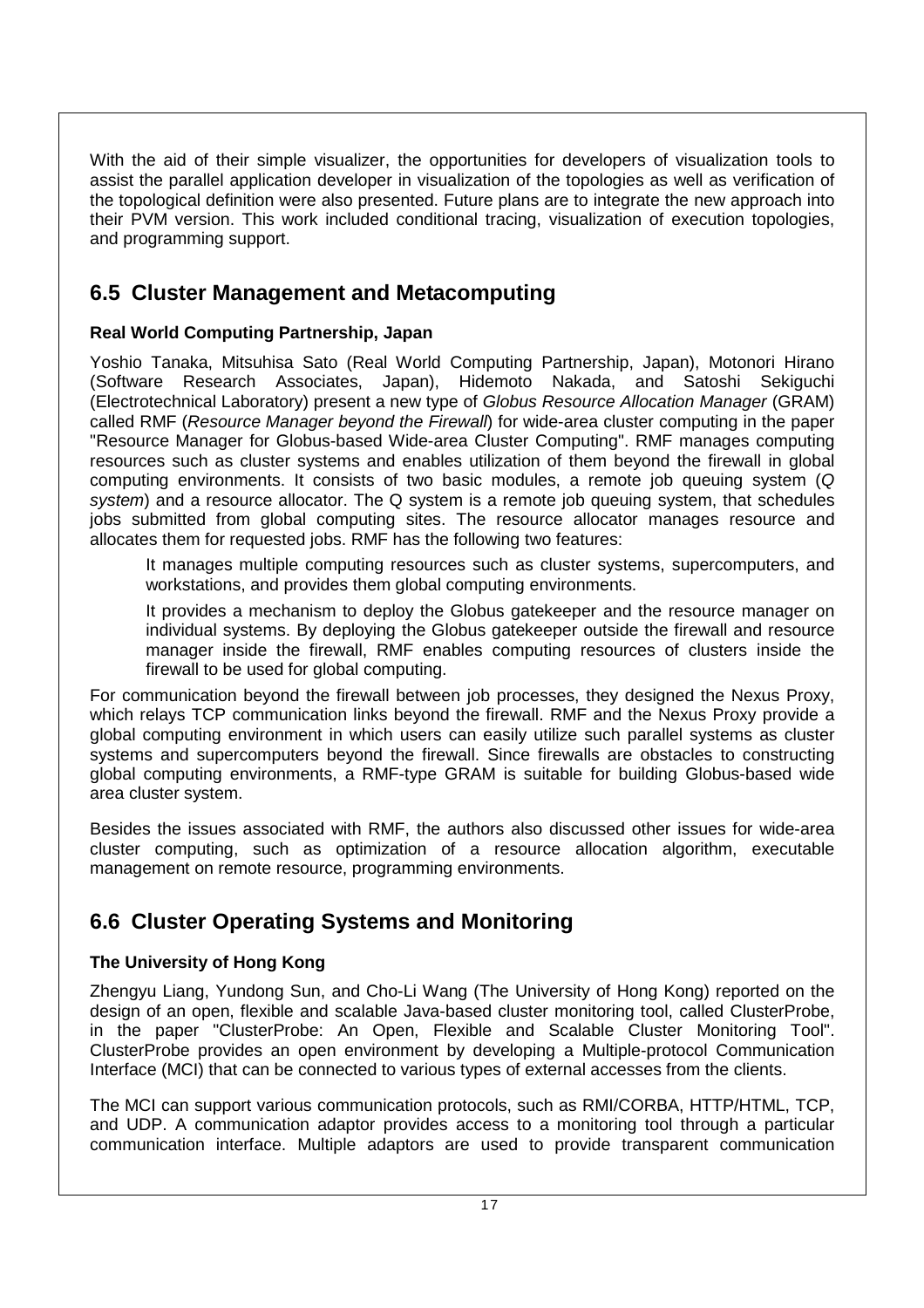With the aid of their simple visualizer, the opportunities for developers of visualization tools to assist the parallel application developer in visualization of the topologies as well as verification of the topological definition were also presented. Future plans are to integrate the new approach into their PVM version. This work included conditional tracing, visualization of execution topologies, and programming support.

## 6.5 Cluster Management and Metacomputing

**Real World Computing Partnership, Japan**

Yoshio Tanaka, Mitsuhisa Sato (Real World Computing Partnership, Japan), Motonori Hirano (Software Research Associates, Japan), Hidemoto Nakada, and Satoshi Sekiguchi (Electrotechnical Laboratory) present a new type of *Globus Resource Allocation Manager* (GRAM) called RMF (*Resource Manager beyond the Firewall*) for wide-area cluster computing in the paper "Resource Manager for Globus-based Wide-area Cluster Computing". RMF manages computing resources such as cluster systems and enables utilization of them beyond the firewall in global computing environments. It consists of two basic modules, a remote job queuing system (*Q system*) and a resource allocator. The Q system is a remote job queuing system, that schedules jobs submitted from global computing sites. The resource allocator manages resource and allocates them for requested jobs. RMF has the following two features:

It manages multiple computing resources such as cluster systems, supercomputers, and workstations, and provides them global computing environments.

It provides a mechanism to deploy the Globus gatekeeper and the resource manager on individual systems. By deploying the Globus gatekeeper outside the firewall and resource manager inside the firewall, RMF enables computing resources of clusters inside the firewall to be used for global computing.

For communication beyond the firewall between job processes, they designed the Nexus Proxy, which relays TCP communication links beyond the firewall. RMF and the Nexus Proxy provide a global computing environment in which users can easily utilize such parallel systems as cluster systems and supercomputers beyond the firewall. Since firewalls are obstacles to constructing global computing environments, a RMF-type GRAM is suitable for building Globus-based wide area cluster system.

Besides the issues associated with RMF, the authors also discussed other issues for wide-area cluster computing, such as optimization of a resource allocation algorithm, executable management on remote resource, programming environments.

## 6.6 Cluster Operating Systems and Monitoring

**The University of Hong Kong**

Zhengyu Liang, Yundong Sun, and Cho-Li Wang (The University of Hong Kong) reported on the design of an open, flexible and scalable Java-based cluster monitoring tool, called ClusterProbe, in the paper "ClusterProbe: An Open, Flexible and Scalable Cluster Monitoring Tool". ClusterProbe provides an open environment by developing a Multiple-protocol Communication Interface (MCI) that can be connected to various types of external accesses from the clients.

The MCI can support various communication protocols, such as RMI/CORBA, HTTP/HTML, TCP, and UDP. A communication adaptor provides access to a monitoring tool through a particular communication interface. Multiple adaptors are used to provide transparent communication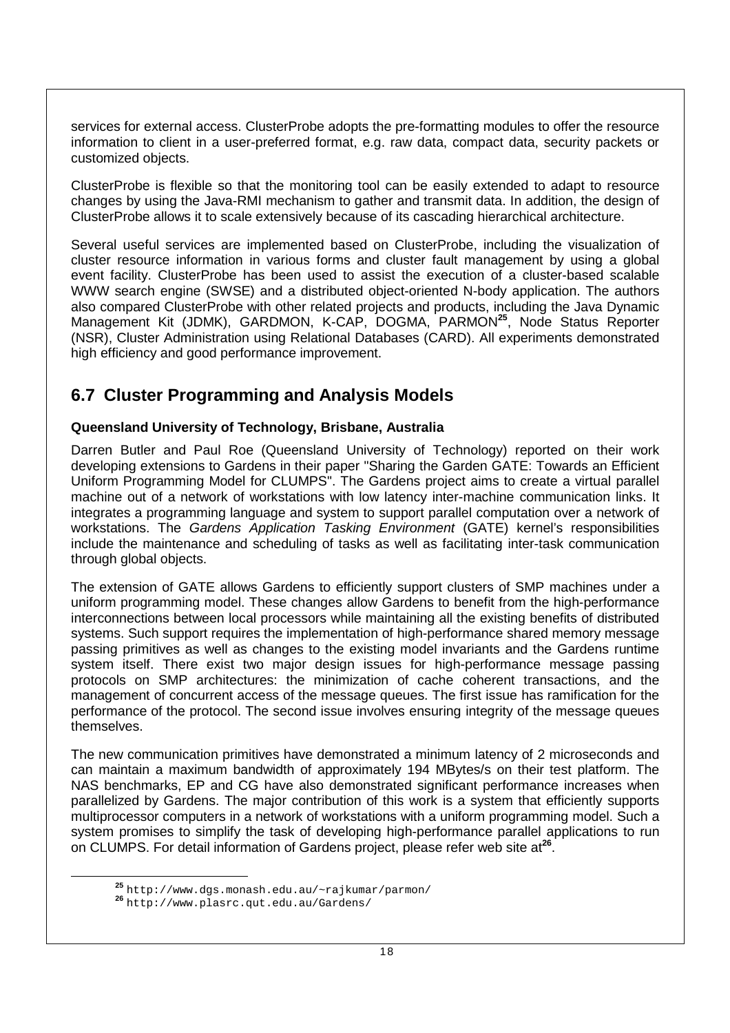services for external access. ClusterProbe adopts the pre-formatting modules to offer the resource information to client in a user-preferred format, e.g. raw data, compact data, security packets or customized objects.

ClusterProbe is flexible so that the monitoring tool can be easily extended to adapt to resource changes by using the Java-RMI mechanism to gather and transmit data. In addition, the design of ClusterProbe allows it to scale extensively because of its cascading hierarchical architecture.

Several useful services are implemented based on ClusterProbe, including the visualization of cluster resource information in various forms and cluster fault management by using a global event facility. ClusterProbe has been used to assist the execution of a cluster-based scalable WWW search engine (SWSE) and a distributed object-oriented N-body application. The authors also compared ClusterProbe with other related projects and products, including the Java Dynamic Management Kit (JDMK), GARDMON, K-CAP, DOGMA, PARMON[25], Node Status Reporter (NSR), Cluster Administration using Relational Databases (CARD). All experiments demonstrated high efficiency and good performance improvement.

## 6.7 Cluster Programming and Analysis Models

**Queensland University of Technology, Brisbane, Australia**

Darren Butler and Paul Roe (Queensland University of Technology) reported on their work developing extensions to Gardens in their paper "Sharing the Garden GATE: Towards an Efficient Uniform Programming Model for CLUMPS". The Gardens project aims to create a virtual parallel machine out of a network of workstations with low latency inter-machine communication links. It integrates a programming language and system to support parallel computation over a network of workstations. The *Gardens Application Tasking Environment* (GATE) kernel's responsibilities include the maintenance and scheduling of tasks as well as facilitating inter-task communication through global objects.

The extension of GATE allows Gardens to efficiently support clusters of SMP machines under a uniform programming model. These changes allow Gardens to benefit from the high-performance interconnections between local processors while maintaining all the existing benefits of distributed systems. Such support requires the implementation of high-performance shared memory message passing primitives as well as changes to the existing model invariants and the Gardens runtime system itself. There exist two major design issues for high-performance message passing protocols on SMP architectures: the minimization of cache coherent transactions, and the management of concurrent access of the message queues. The first issue has ramification for the performance of the protocol. The second issue involves ensuring integrity of the message queues themselves.

The new communication primitives have demonstrated a minimum latency of 2 microseconds and can maintain a maximum bandwidth of approximately 194 MBytes/s on their test platform. The NAS benchmarks, EP and CG have also demonstrated significant performance increases when parallelized by Gardens. The major contribution of this work is a system that efficiently supports multiprocessor computers in a network of workstations with a uniform programming model. Such a system promises to simplify the task of developing high-performance parallel applications to run on CLUMPS. For detail information of Gardens project, please refer web site at[26].

---

[25] http://www.dgs.monash.edu.au/~rajkumar/parmon/

[26] http://www.plasrc.qut.edu.au/Gardens/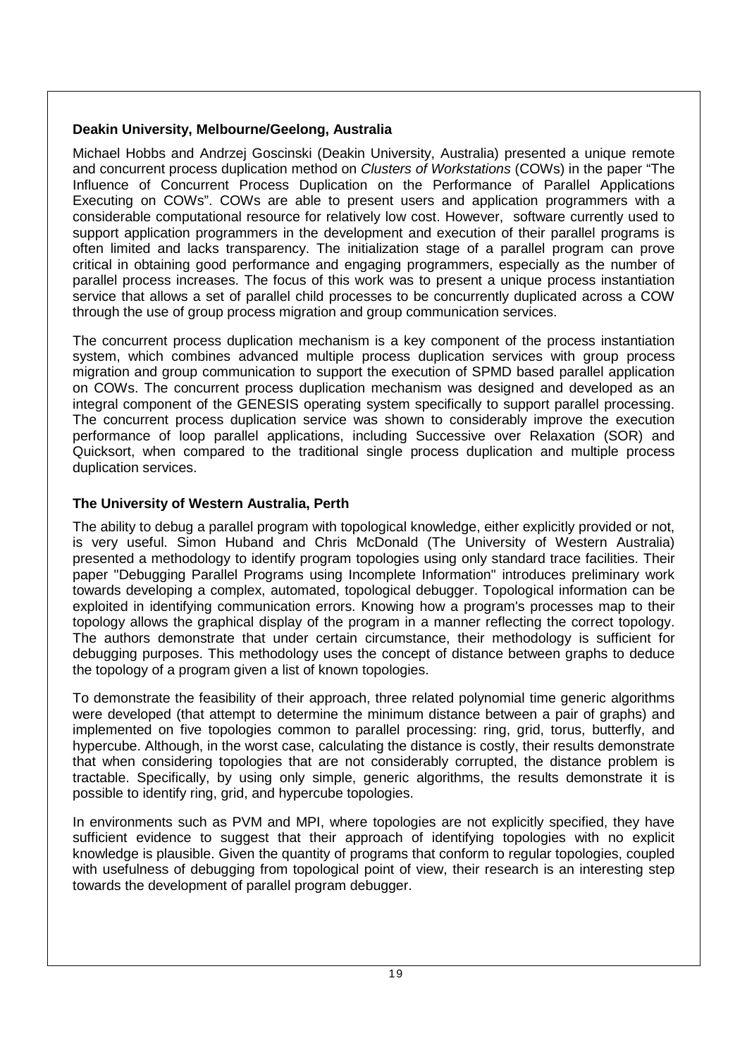**Deakin University, Melbourne/Geelong, Australia**

Michael Hobbs and Andrzej Goscinski (Deakin University, Australia) presented a unique remote and concurrent process duplication method on *Clusters of Workstations* (COWs) in the paper "The Influence of Concurrent Process Duplication on the Performance of Parallel Applications Executing on COWs". COWs are able to present users and application programmers with a considerable computational resource for relatively low cost. However, software currently used to support application programmers in the development and execution of their parallel programs is often limited and lacks transparency. The initialization stage of a parallel program can prove critical in obtaining good performance and engaging programmers, especially as the number of parallel process increases. The focus of this work was to present a unique process instantiation service that allows a set of parallel child processes to be concurrently duplicated across a COW through the use of group process migration and group communication services.

The concurrent process duplication mechanism is a key component of the process instantiation system, which combines advanced multiple process duplication services with group process migration and group communication to support the execution of SPMD based parallel application on COWs. The concurrent process duplication mechanism was designed and developed as an integral component of the GENESIS operating system specifically to support parallel processing. The concurrent process duplication service was shown to considerably improve the execution performance of loop parallel applications, including Successive over Relaxation (SOR) and Quicksort, when compared to the traditional single process duplication and multiple process duplication services.

**The University of Western Australia, Perth**

The ability to debug a parallel program with topological knowledge, either explicitly provided or not, is very useful. Simon Huband and Chris McDonald (The University of Western Australia) presented a methodology to identify program topologies using only standard trace facilities. Their paper "Debugging Parallel Programs using Incomplete Information" introduces preliminary work towards developing a complex, automated, topological debugger. Topological information can be exploited in identifying communication errors. Knowing how a program's processes map to their topology allows the graphical display of the program in a manner reflecting the correct topology. The authors demonstrate that under certain circumstance, their methodology is sufficient for debugging purposes. This methodology uses the concept of distance between graphs to deduce the topology of a program given a list of known topologies.

To demonstrate the feasibility of their approach, three related polynomial time generic algorithms were developed (that attempt to determine the minimum distance between a pair of graphs) and implemented on five topologies common to parallel processing: ring, grid, torus, butterfly, and hypercube. Although, in the worst case, calculating the distance is costly, their results demonstrate that when considering topologies that are not considerably corrupted, the distance problem is tractable. Specifically, by using only simple, generic algorithms, the results demonstrate it is possible to identify ring, grid, and hypercube topologies.

In environments such as PVM and MPI, where topologies are not explicitly specified, they have sufficient evidence to suggest that their approach of identifying topologies with no explicit knowledge is plausible. Given the quantity of programs that conform to regular topologies, coupled with usefulness of debugging from topological point of view, their research is an interesting step towards the development of parallel program debugger.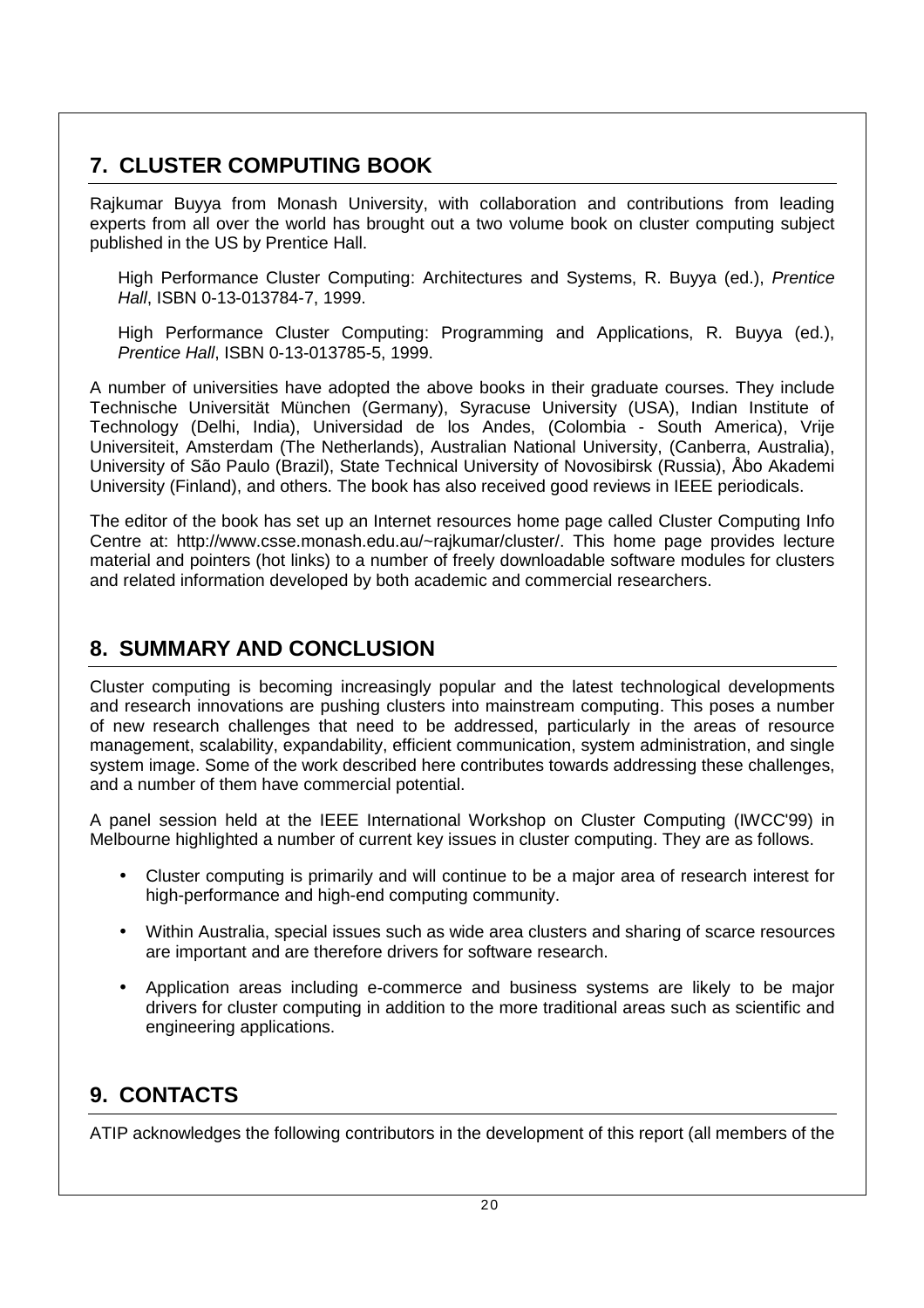## 7. CLUSTER COMPUTING BOOK

Rajkumar Buyya from Monash University, with collaboration and contributions from leading experts from all over the world has brought out a two volume book on cluster computing subject published in the US by Prentice Hall.

High Performance Cluster Computing: Architectures and Systems, R. Buyya (ed.), *Prentice Hall*, ISBN 0-13-013784-7, 1999.

High Performance Cluster Computing: Programming and Applications, R. Buyya (ed.), *Prentice Hall*, ISBN 0-13-013785-5, 1999.

A number of universities have adopted the above books in their graduate courses. They include Technische Universität München (Germany), Syracuse University (USA), Indian Institute of Technology (Delhi, India), Universidad de los Andes, (Colombia - South America), Vrije Universiteit, Amsterdam (The Netherlands), Australian National University, (Canberra, Australia), University of São Paulo (Brazil), State Technical University of Novosibirsk (Russia), Åbo Akademi University (Finland), and others. The book has also received good reviews in IEEE periodicals.

The editor of the book has set up an Internet resources home page called Cluster Computing Info Centre at: http://www.csse.monash.edu.au/~rajkumar/cluster/. This home page provides lecture material and pointers (hot links) to a number of freely downloadable software modules for clusters and related information developed by both academic and commercial researchers.

## 8. SUMMARY AND CONCLUSION

Cluster computing is becoming increasingly popular and the latest technological developments and research innovations are pushing clusters into mainstream computing. This poses a number of new research challenges that need to be addressed, particularly in the areas of resource management, scalability, expandability, efficient communication, system administration, and single system image. Some of the work described here contributes towards addressing these challenges, and a number of them have commercial potential.

A panel session held at the IEEE International Workshop on Cluster Computing (IWCC'99) in Melbourne highlighted a number of current key issues in cluster computing. They are as follows.

- Cluster computing is primarily and will continue to be a major area of research interest for high-performance and high-end computing community.
- Within Australia, special issues such as wide area clusters and sharing of scarce resources are important and are therefore drivers for software research.
- Application areas including e-commerce and business systems are likely to be major drivers for cluster computing in addition to the more traditional areas such as scientific and engineering applications.

## 9. CONTACTS

ATIP acknowledges the following contributors in the development of this report (all members of the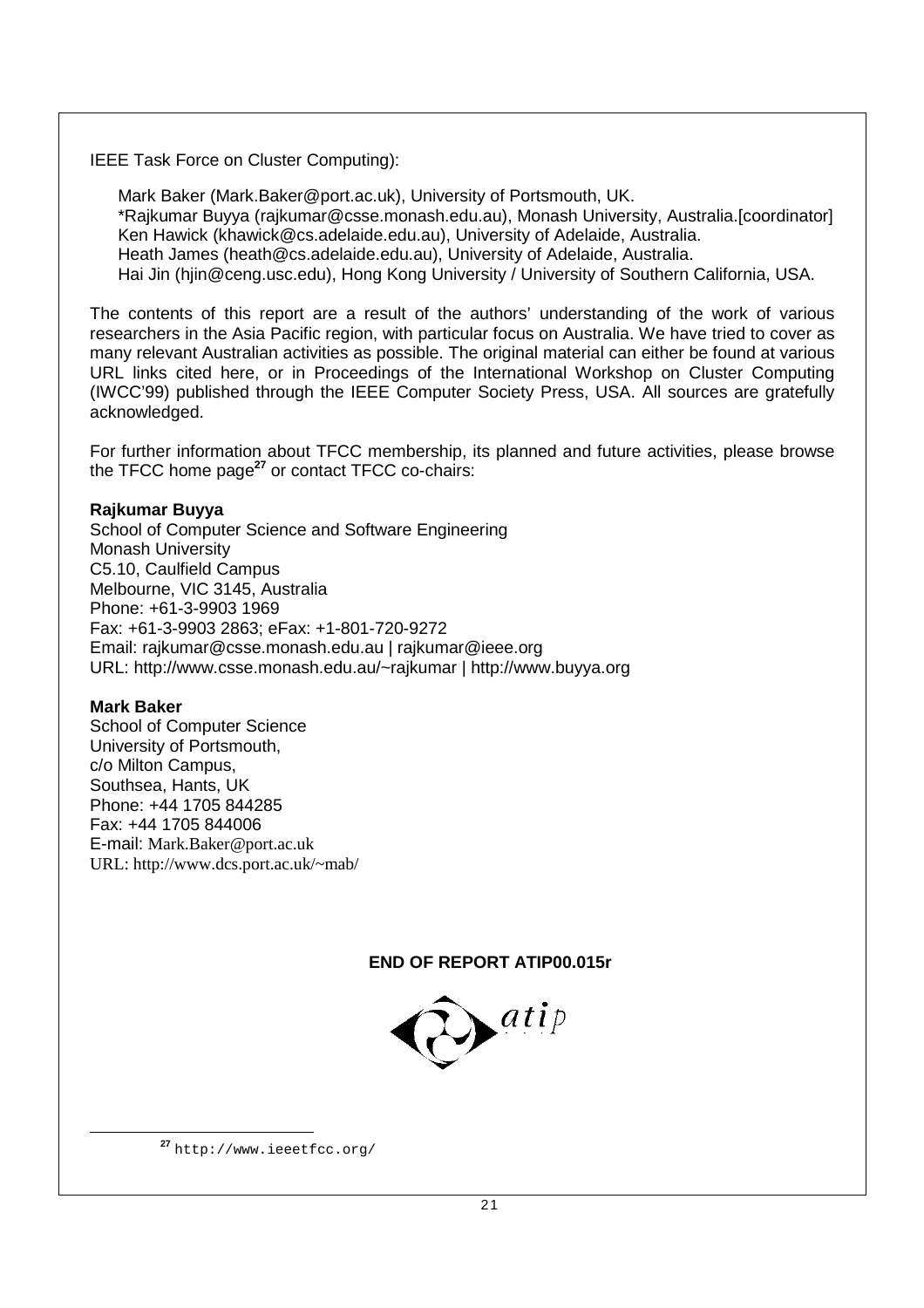IEEE Task Force on Cluster Computing):

Mark Baker (Mark.Baker@port.ac.uk), University of Portsmouth, UK.
*Rajkumar Buyya (rajkumar@csse.monash.edu.au), Monash University, Australia.[coordinator]
Ken Hawick (khawick@cs.adelaide.edu.au), University of Adelaide, Australia.
Heath James (heath@cs.adelaide.edu.au), University of Adelaide, Australia.
Hai Jin (hjin@ceng.usc.edu), Hong Kong University / University of Southern California, USA.

The contents of this report are a result of the authors' understanding of the work of various researchers in the Asia Pacific region, with particular focus on Australia. We have tried to cover as many relevant Australian activities as possible. The original material can either be found at various URL links cited here, or in Proceedings of the International Workshop on Cluster Computing (IWCC'99) published through the IEEE Computer Society Press, USA. All sources are gratefully acknowledged.

For further information about TFCC membership, its planned and future activities, please browse the TFCC home page[27] or contact TFCC co-chairs:

**Rajkumar Buyya**
School of Computer Science and Software Engineering
Monash University
C5.10, Caulfield Campus
Melbourne, VIC 3145, Australia
Phone: +61-3-9903 1969
Fax: +61-3-9903 2863; eFax: +1-801-720-9272
Email: rajkumar@csse.monash.edu.au | rajkumar@ieee.org
URL: http://www.csse.monash.edu.au/~rajkumar | http://www.buyya.org

**Mark Baker**
School of Computer Science
University of Portsmouth,
c/o Milton Campus,
Southsea, Hants, UK
Phone: +44 1705 844285
Fax: +44 1705 844006
E-mail: Mark.Baker@port.ac.uk
URL: http://www.dcs.port.ac.uk/~mab/

**END OF REPORT ATIP00.015r**

atip

[27] http://www.ieeetfcc.org/